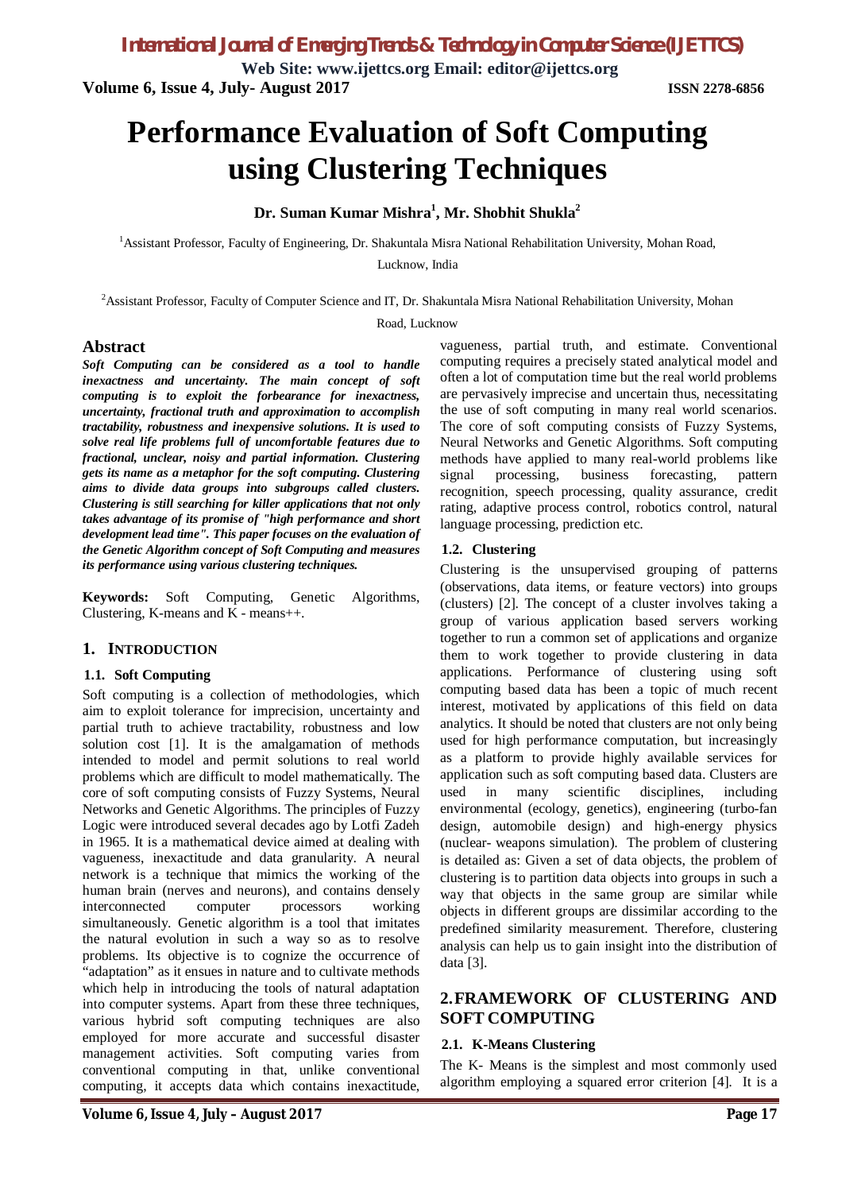# Performance Evaluation of Soft Computing using Clustering Techniques

**Dr. Suman Kumar Mishra[1], Mr. Shobhit Shukla[2]**

[1]Assistant Professor, Faculty of Engineering, Dr. Shakuntala Misra National Rehabilitation University, Mohan Road, Lucknow, India

[2]Assistant Professor, Faculty of Computer Science and IT, Dr. Shakuntala Misra National Rehabilitation University, Mohan Road, Lucknow

## Abstract

***Soft Computing can be considered as a tool to handle inexactness and uncertainty. The main concept of soft computing is to exploit the forbearance for inexactness, uncertainty, fractional truth and approximation to accomplish tractability, robustness and inexpensive solutions. It is used to solve real life problems full of uncomfortable features due to fractional, unclear, noisy and partial information. Clustering gets its name as a metaphor for the soft computing. Clustering aims to divide data groups into subgroups called clusters. Clustering is still searching for killer applications that not only takes advantage of its promise of "high performance and short development lead time". This paper focuses on the evaluation of the Genetic Algorithm concept of Soft Computing and measures its performance using various clustering techniques.***

**Keywords:** Soft Computing, Genetic Algorithms, Clustering, K-means and K - means++.

## 1. INTRODUCTION

### 1.1. Soft Computing

Soft computing is a collection of methodologies, which aim to exploit tolerance for imprecision, uncertainty and partial truth to achieve tractability, robustness and low solution cost [1]. It is the amalgamation of methods intended to model and permit solutions to real world problems which are difficult to model mathematically. The core of soft computing consists of Fuzzy Systems, Neural Networks and Genetic Algorithms. The principles of Fuzzy Logic were introduced several decades ago by Lotfi Zadeh in 1965. It is a mathematical device aimed at dealing with vagueness, inexactitude and data granularity. A neural network is a technique that mimics the working of the human brain (nerves and neurons), and contains densely interconnected computer processors working simultaneously. Genetic algorithm is a tool that imitates the natural evolution in such a way so as to resolve problems. Its objective is to cognize the occurrence of "adaptation" as it ensues in nature and to cultivate methods which help in introducing the tools of natural adaptation into computer systems. Apart from these three techniques, various hybrid soft computing techniques are also employed for more accurate and successful disaster management activities. Soft computing varies from conventional computing in that, unlike conventional computing, it accepts data which contains inexactitude, vagueness, partial truth, and estimate. Conventional computing requires a precisely stated analytical model and often a lot of computation time but the real world problems are pervasively imprecise and uncertain thus, necessitating the use of soft computing in many real world scenarios. The core of soft computing consists of Fuzzy Systems, Neural Networks and Genetic Algorithms. Soft computing methods have applied to many real-world problems like signal processing, business forecasting, pattern recognition, speech processing, quality assurance, credit rating, adaptive process control, robotics control, natural language processing, prediction etc.

### 1.2. Clustering

Clustering is the unsupervised grouping of patterns (observations, data items, or feature vectors) into groups (clusters) [2]. The concept of a cluster involves taking a group of various application based servers working together to run a common set of applications and organize them to work together to provide clustering in data applications. Performance of clustering using soft computing based data has been a topic of much recent interest, motivated by applications of this field on data analytics. It should be noted that clusters are not only being used for high performance computation, but increasingly as a platform to provide highly available services for application such as soft computing based data. Clusters are used in many scientific disciplines, including environmental (ecology, genetics), engineering (turbo-fan design, automobile design) and high-energy physics (nuclear- weapons simulation). The problem of clustering is detailed as: Given a set of data objects, the problem of clustering is to partition data objects into groups in such a way that objects in the same group are similar while objects in different groups are dissimilar according to the predefined similarity measurement. Therefore, clustering analysis can help us to gain insight into the distribution of data [3].

## 2. FRAMEWORK OF CLUSTERING AND SOFT COMPUTING

### 2.1. K-Means Clustering

The K- Means is the simplest and most commonly used algorithm employing a squared error criterion [4]. It is a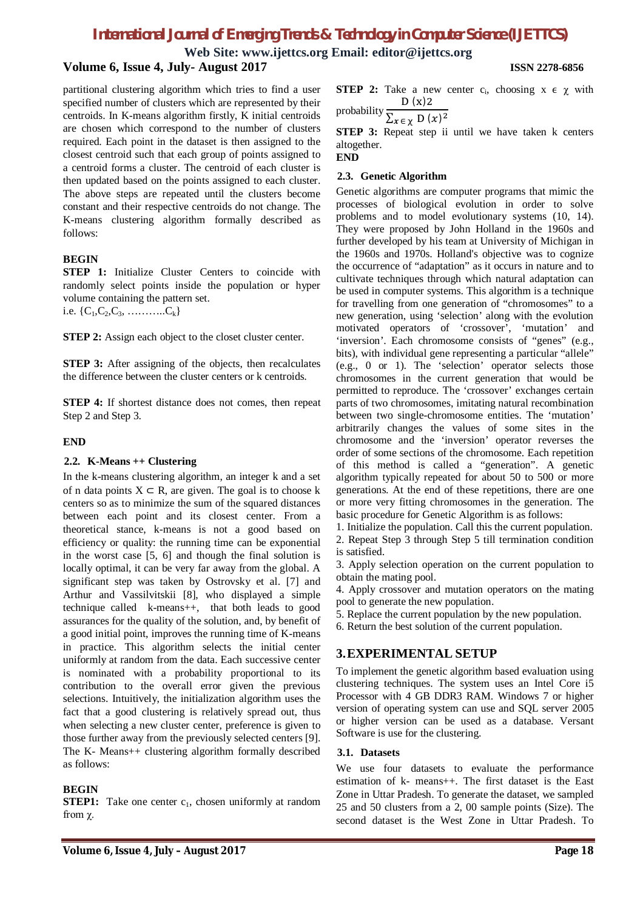partitional clustering algorithm which tries to find a user specified number of clusters which are represented by their centroids. In K-means algorithm firstly, K initial centroids are chosen which correspond to the number of clusters required. Each point in the dataset is then assigned to the closest centroid such that each group of points assigned to a centroid forms a cluster. The centroid of each cluster is then updated based on the points assigned to each cluster. The above steps are repeated until the clusters become constant and their respective centroids do not change. The K-means clustering algorithm formally described as follows:

**BEGIN**

**STEP 1:** Initialize Cluster Centers to coincide with randomly select points inside the population or hyper volume containing the pattern set.
i.e. $\{C_1, C_2, C_3, \ldots\ldots\ldots\ldots C_k\}$

**STEP 2:** Assign each object to the closet cluster center.

**STEP 3:** After assigning of the objects, then recalculates the difference between the cluster centers or k centroids.

**STEP 4:** If shortest distance does not comes, then repeat Step 2 and Step 3.

**END**

### 2.2. K-Means ++ Clustering

In the k-means clustering algorithm, an integer k and a set of n data points $X \subset R$, are given. The goal is to choose k centers so as to minimize the sum of the squared distances between each point and its closest center. From a theoretical stance, k-means is not a good based on efficiency or quality: the running time can be exponential in the worst case [5, 6] and though the final solution is locally optimal, it can be very far away from the global. A significant step was taken by Ostrovsky et al. [7] and Arthur and Vassilvitskii [8], who displayed a simple technique called k-means++, that both leads to good assurances for the quality of the solution, and, by benefit of a good initial point, improves the running time of K-means in practice. This algorithm selects the initial center uniformly at random from the data. Each successive center is nominated with a probability proportional to its contribution to the overall error given the previous selections. Intuitively, the initialization algorithm uses the fact that a good clustering is relatively spread out, thus when selecting a new cluster center, preference is given to those further away from the previously selected centers [9]. The K- Means++ clustering algorithm formally described as follows:

**BEGIN**

**STEP1:** Take one center $c_1$, chosen uniformly at random from $\chi$.

**STEP 2:** Take a new center $c_i$, choosing $x \in \chi$ with probability $\frac{D(x)2}{\sum_{x \in \chi} D(x)^2}$

**STEP 3:** Repeat step ii until we have taken k centers altogether.

**END**

### 2.3. Genetic Algorithm

Genetic algorithms are computer programs that mimic the processes of biological evolution in order to solve problems and to model evolutionary systems (10, 14). They were proposed by John Holland in the 1960s and further developed by his team at University of Michigan in the 1960s and 1970s. Holland's objective was to cognize the occurrence of "adaptation" as it occurs in nature and to cultivate techniques through which natural adaptation can be used in computer systems. This algorithm is a technique for travelling from one generation of "chromosomes" to a new generation, using 'selection' along with the evolution motivated operators of 'crossover', 'mutation' and 'inversion'. Each chromosome consists of "genes" (e.g., bits), with individual gene representing a particular "allele" (e.g., 0 or 1). The 'selection' operator selects those chromosomes in the current generation that would be permitted to reproduce. The 'crossover' exchanges certain parts of two chromosomes, imitating natural recombination between two single-chromosome entities. The 'mutation' arbitrarily changes the values of some sites in the chromosome and the 'inversion' operator reverses the order of some sections of the chromosome. Each repetition of this method is called a "generation". A genetic algorithm typically repeated for about 50 to 500 or more generations. At the end of these repetitions, there are one or more very fitting chromosomes in the generation. The basic procedure for Genetic Algorithm is as follows:

1. Initialize the population. Call this the current population.
2. Repeat Step 3 through Step 5 till termination condition is satisfied.
3. Apply selection operation on the current population to obtain the mating pool.
4. Apply crossover and mutation operators on the mating pool to generate the new population.
5. Replace the current population by the new population.
6. Return the best solution of the current population.

## 3. EXPERIMENTAL SETUP

To implement the genetic algorithm based evaluation using clustering techniques. The system uses an Intel Core i5 Processor with 4 GB DDR3 RAM. Windows 7 or higher version of operating system can use and SQL server 2005 or higher version can be used as a database. Versant Software is use for the clustering.

### 3.1. Datasets

We use four datasets to evaluate the performance estimation of k- means++. The first dataset is the East Zone in Uttar Pradesh. To generate the dataset, we sampled 25 and 50 clusters from a 2, 00 sample points (Size). The second dataset is the West Zone in Uttar Pradesh. To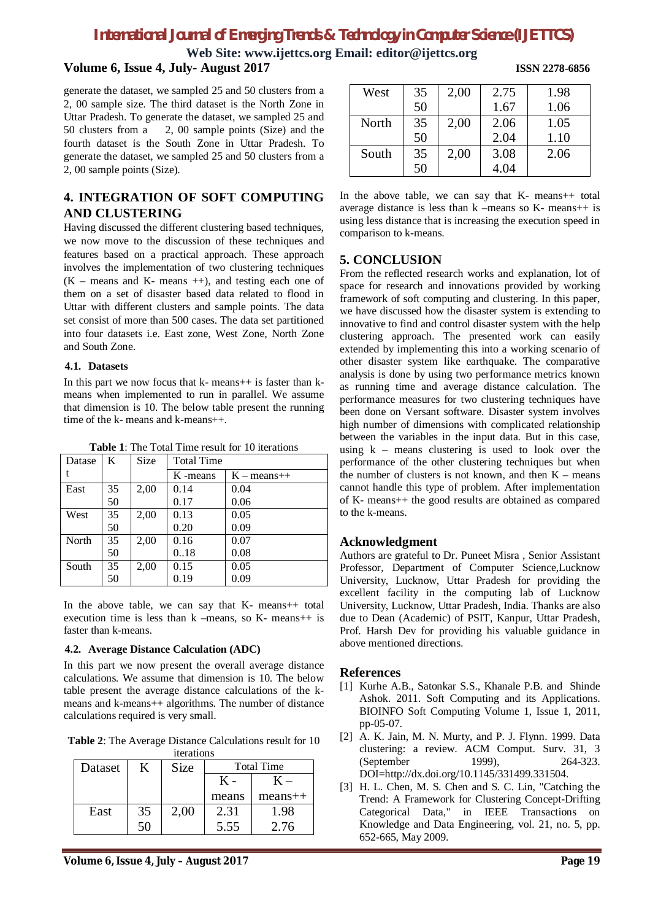generate the dataset, we sampled 25 and 50 clusters from a 2, 00 sample size. The third dataset is the North Zone in Uttar Pradesh. To generate the dataset, we sampled 25 and 50 clusters from a 2, 00 sample points (Size) and the fourth dataset is the South Zone in Uttar Pradesh. To generate the dataset, we sampled 25 and 50 clusters from a 2, 00 sample points (Size).

## 4. INTEGRATION OF SOFT COMPUTING AND CLUSTERING

Having discussed the different clustering based techniques, we now move to the discussion of these techniques and features based on a practical approach. These approach involves the implementation of two clustering techniques (K – means and K- means ++), and testing each one of them on a set of disaster based data related to flood in Uttar with different clusters and sample points. The data set consist of more than 500 cases. The data set partitioned into four datasets i.e. East zone, West Zone, North Zone and South Zone.

### 4.1. Datasets

In this part we now focus that k- means++ is faster than k-means when implemented to run in parallel. We assume that dimension is 10. The below table present the running time of the k- means and k-means++.

**Table 1**: The Total Time result for 10 iterations

| Dataset | K | Size | Total Time | |
|---|---|---|---|---|
| | | | K -means | K – means++ |
| East | 35 | 2,00 | 0.14 | 0.04 |
| | 50 | | 0.17 | 0.06 |
| West | 35 | 2,00 | 0.13 | 0.05 |
| | 50 | | 0.20 | 0.09 |
| North | 35 | 2,00 | 0.16 | 0.07 |
| | 50 | | 0..18 | 0.08 |
| South | 35 | 2,00 | 0.15 | 0.05 |
| | 50 | | 0.19 | 0.09 |

In the above table, we can say that K- means++ total execution time is less than k –means, so K- means++ is faster than k-means.

### 4.2. Average Distance Calculation (ADC)

In this part we now present the overall average distance calculations. We assume that dimension is 10. The below table present the average distance calculations of the k-means and k-means++ algorithms. The number of distance calculations required is very small.

**Table 2**: The Average Distance Calculations result for 10 iterations

| Dataset | K | Size | Total Time | |
|---|---|---|---|---|
| | | | K - means | K – means++ |
| East | 35 | 2,00 | 2.31 | 1.98 |
| | 50 | | 5.55 | 2.76 |
| West | 35 | 2,00 | 2.75 | 1.98 |
| | 50 | | 1.67 | 1.06 |
| North | 35 | 2,00 | 2.06 | 1.05 |
| | 50 | | 2.04 | 1.10 |
| South | 35 | 2,00 | 3.08 | 2.06 |
| | 50 | | 4.04 | |

In the above table, we can say that K- means++ total average distance is less than k –means so K- means++ is using less distance that is increasing the execution speed in comparison to k-means.

## 5. CONCLUSION

From the reflected research works and explanation, lot of space for research and innovations provided by working framework of soft computing and clustering. In this paper, we have discussed how the disaster system is extending to innovative to find and control disaster system with the help clustering approach. The presented work can easily extended by implementing this into a working scenario of other disaster system like earthquake. The comparative analysis is done by using two performance metrics known as running time and average distance calculation. The performance measures for two clustering techniques have been done on Versant software. Disaster system involves high number of dimensions with complicated relationship between the variables in the input data. But in this case, using k – means clustering is used to look over the performance of the other clustering techniques but when the number of clusters is not known, and then K – means cannot handle this type of problem. After implementation of K- means++ the good results are obtained as compared to the k-means.

## Acknowledgment

Authors are grateful to Dr. Puneet Misra , Senior Assistant Professor, Department of Computer Science,Lucknow University, Lucknow, Uttar Pradesh for providing the excellent facility in the computing lab of Lucknow University, Lucknow, Uttar Pradesh, India. Thanks are also due to Dean (Academic) of PSIT, Kanpur, Uttar Pradesh, Prof. Harsh Dev for providing his valuable guidance in above mentioned directions.

## References

[1] Kurhe A.B., Satonkar S.S., Khanale P.B. and Shinde Ashok. 2011. Soft Computing and its Applications. BIOINFO Soft Computing Volume 1, Issue 1, 2011, pp-05-07.

[2] A. K. Jain, M. N. Murty, and P. J. Flynn. 1999. Data clustering: a review. ACM Comput. Surv. 31, 3 (September 1999), 264-323. DOI=http://dx.doi.org/10.1145/331499.331504.

[3] H. L. Chen, M. S. Chen and S. C. Lin, "Catching the Trend: A Framework for Clustering Concept-Drifting Categorical Data," in IEEE Transactions on Knowledge and Data Engineering, vol. 21, no. 5, pp. 652-665, May 2009.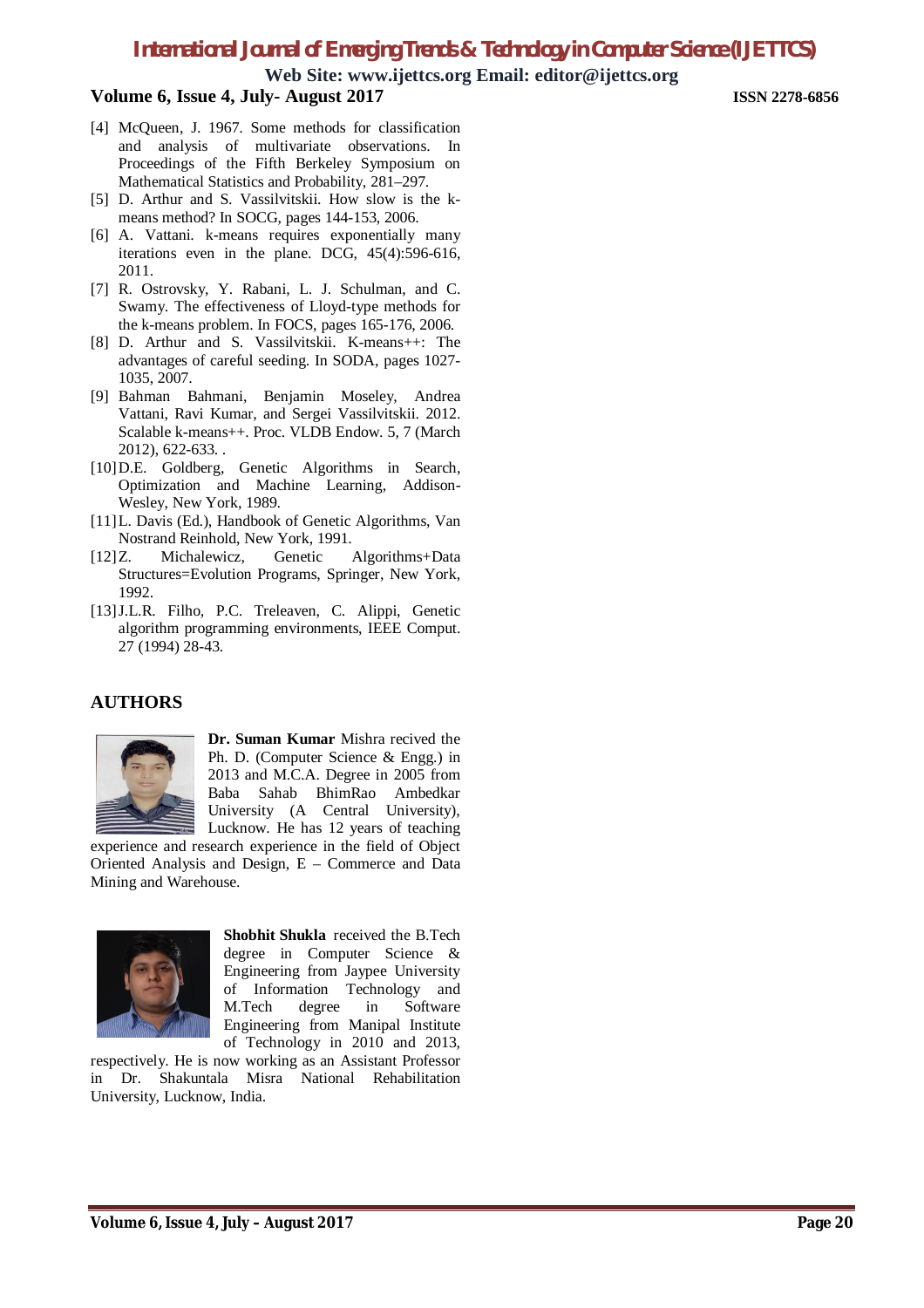[4] McQueen, J. 1967. Some methods for classification and analysis of multivariate observations. In Proceedings of the Fifth Berkeley Symposium on Mathematical Statistics and Probability, 281–297.

[5] D. Arthur and S. Vassilvitskii. How slow is the k-means method? In SOCG, pages 144-153, 2006.

[6] A. Vattani. k-means requires exponentially many iterations even in the plane. DCG, 45(4):596-616, 2011.

[7] R. Ostrovsky, Y. Rabani, L. J. Schulman, and C. Swamy. The effectiveness of Lloyd-type methods for the k-means problem. In FOCS, pages 165-176, 2006.

[8] D. Arthur and S. Vassilvitskii. K-means++: The advantages of careful seeding. In SODA, pages 1027-1035, 2007.

[9] Bahman Bahmani, Benjamin Moseley, Andrea Vattani, Ravi Kumar, and Sergei Vassilvitskii. 2012. Scalable k-means++. Proc. VLDB Endow. 5, 7 (March 2012), 622-633. .

[10] D.E. Goldberg, Genetic Algorithms in Search, Optimization and Machine Learning, Addison-Wesley, New York, 1989.

[11] L. Davis (Ed.), Handbook of Genetic Algorithms, Van Nostrand Reinhold, New York, 1991.

[12] Z. Michalewicz, Genetic Algorithms+Data Structures=Evolution Programs, Springer, New York, 1992.

[13] J.L.R. Filho, P.C. Treleaven, C. Alippi, Genetic algorithm programming environments, IEEE Comput. 27 (1994) 28-43.

## AUTHORS

**Dr. Suman Kumar** Mishra recived the Ph. D. (Computer Science & Engg.) in 2013 and M.C.A. Degree in 2005 from Baba Sahab BhimRao Ambedkar University (A Central University), Lucknow. He has 12 years of teaching experience and research experience in the field of Object Oriented Analysis and Design, E – Commerce and Data Mining and Warehouse.

**Shobhit Shukla** received the B.Tech degree in Computer Science & Engineering from Jaypee University of Information Technology and M.Tech degree in Software Engineering from Manipal Institute of Technology in 2010 and 2013, respectively. He is now working as an Assistant Professor in Dr. Shakuntala Misra National Rehabilitation University, Lucknow, India.